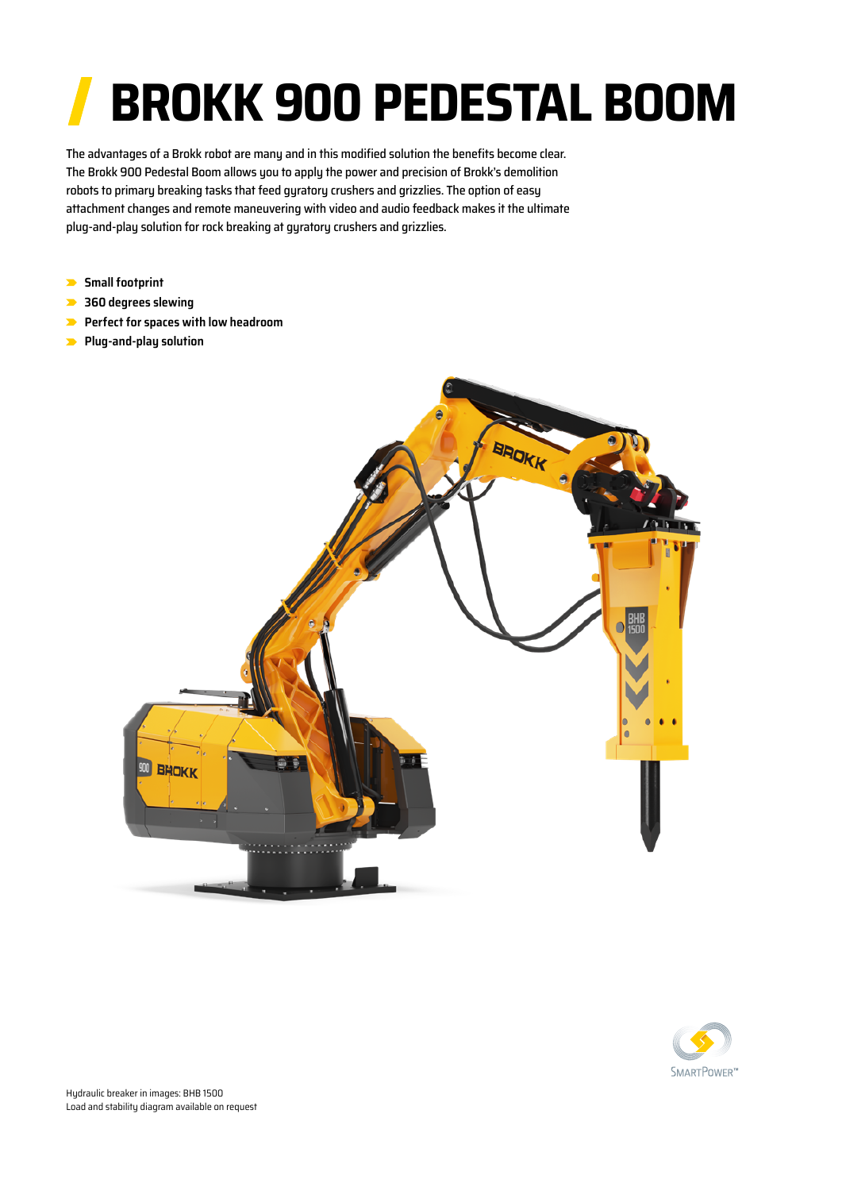# BROKK 900 PEDESTAL BOOM

The advantages of a Brokk robot are many and in this modified solution the benefits become clear. The Brokk 900 Pedestal Boom allows you to apply the power and precision of Brokk's demolition robots to primary breaking tasks that feed gyratory crushers and grizzlies. The option of easy attachment changes and remote maneuvering with video and audio feedback makes it the ultimate plug-and-play solution for rock breaking at gyratory crushers and grizzlies.

- **Small footprint**
- **360 degrees slewing**
- **Perfect for spaces with low headroom**
- **Plug-and-play solution**

Hydraulic breaker in images: BHB 1500
Load and stability diagram available on request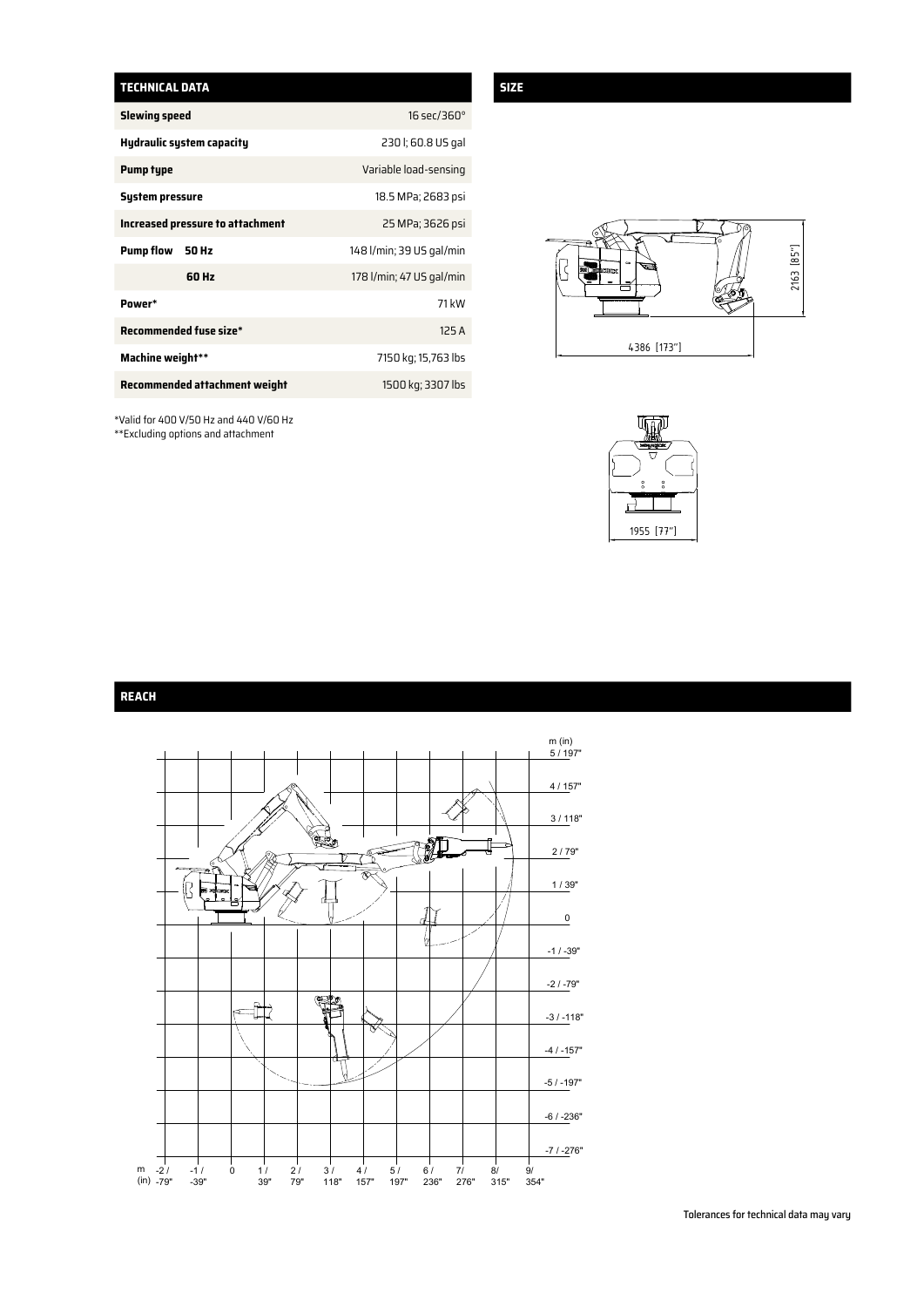## TECHNICAL DATA

| | |
|---|---|
| **Slewing speed** | 16 sec/360° |
| **Hydraulic system capacity** | 230 l; 60.8 US gal |
| **Pump type** | Variable load-sensing |
| **System pressure** | 18.5 MPa; 2683 psi |
| **Increased pressure to attachment** | 25 MPa; 3626 psi |
| **Pump flow 50 Hz** | 148 l/min; 39 US gal/min |
| **60 Hz** | 178 l/min; 47 US gal/min |
| **Power*** | 71 kW |
| **Recommended fuse size*** | 125 A |
| **Machine weight**** | 7150 kg; 15,763 lbs |
| **Recommended attachment weight** | 1500 kg; 3307 lbs |

*Valid for 400 V/50 Hz and 440 V/60 Hz
**Excluding options and attachment

## SIZE

2163 [85"]

4386 [173"]

1955 [77"]

## REACH

m (in)

5 / 197"

4 / 157"

3 / 118"

2 / 79"

1 / 39"

0

-1 / -39"

-2 / -79"

-3 / -118"

-4 / -157"

-5 / -197"

-6 / -236"

-7 / -276"

m (in) -2 / -79" -1 / -39" 0 1 / 39" 2 / 79" 3 / 118" 4 / 157" 5 / 197" 6 / 236" 7/ 276" 8/ 315" 9/ 354"

Tolerances for technical data may vary